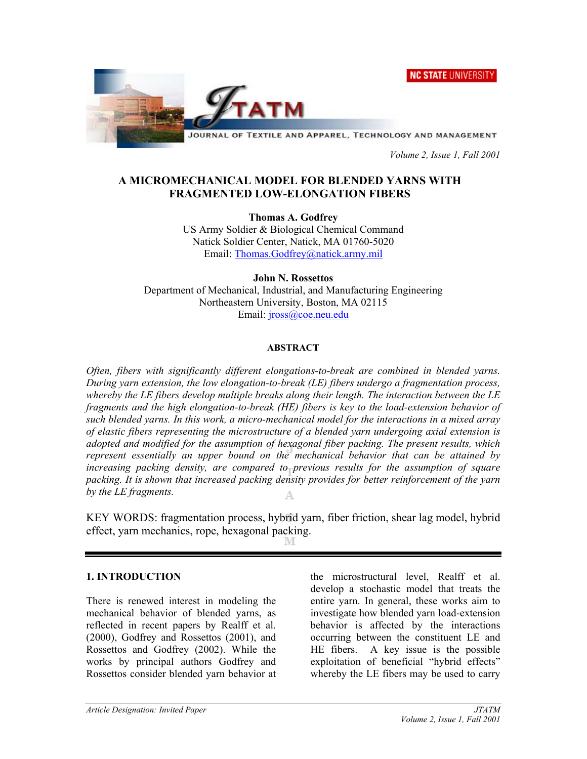# A MICROMECHANICAL MODEL FOR BLENDED YARNS WITH FRAGMENTED LOW-ELONGATION FIBERS

**Thomas A. Godfrey**
US Army Soldier & Biological Chemical Command
Natick Soldier Center, Natick, MA 01760-5020
Email: Thomas.Godfrey@natick.army.mil

**John N. Rossettos**
Department of Mechanical, Industrial, and Manufacturing Engineering
Northeastern University, Boston, MA 02115
Email: jross@coe.neu.edu

## ABSTRACT

*Often, fibers with significantly different elongations-to-break are combined in blended yarns. During yarn extension, the low elongation-to-break (LE) fibers undergo a fragmentation process, whereby the LE fibers develop multiple breaks along their length. The interaction between the LE fragments and the high elongation-to-break (HE) fibers is key to the load-extension behavior of such blended yarns. In this work, a micro-mechanical model for the interactions in a mixed array of elastic fibers representing the microstructure of a blended yarn undergoing axial extension is adopted and modified for the assumption of hexagonal fiber packing. The present results, which represent essentially an upper bound on the mechanical behavior that can be attained by increasing packing density, are compared to previous results for the assumption of square packing. It is shown that increased packing density provides for better reinforcement of the yarn by the LE fragments.*

KEY WORDS: fragmentation process, hybrid yarn, fiber friction, shear lag model, hybrid effect, yarn mechanics, rope, hexagonal packing.

## 1. INTRODUCTION

There is renewed interest in modeling the mechanical behavior of blended yarns, as reflected in recent papers by Realff et al. (2000), Godfrey and Rossettos (2001), and Rossettos and Godfrey (2002). While the works by principal authors Godfrey and Rossettos consider blended yarn behavior at the microstructural level, Realff et al. develop a stochastic model that treats the entire yarn. In general, these works aim to investigate how blended yarn load-extension behavior is affected by the interactions occurring between the constituent LE and HE fibers. A key issue is the possible exploitation of beneficial "hybrid effects" whereby the LE fibers may be used to carry

Article Designation: Invited Paper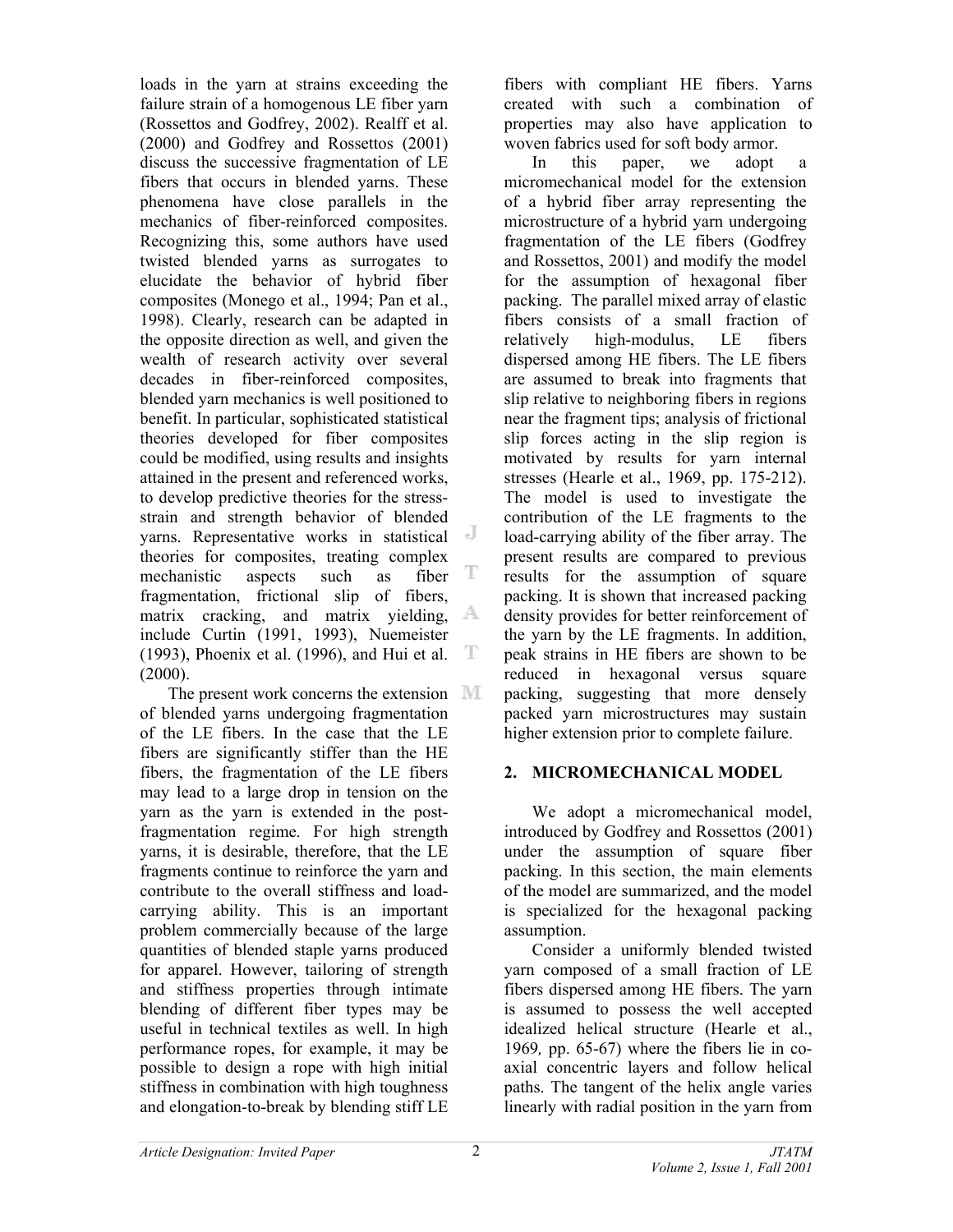loads in the yarn at strains exceeding the failure strain of a homogenous LE fiber yarn (Rossettos and Godfrey, 2002). Realff et al. (2000) and Godfrey and Rossettos (2001) discuss the successive fragmentation of LE fibers that occurs in blended yarns. These phenomena have close parallels in the mechanics of fiber-reinforced composites. Recognizing this, some authors have used twisted blended yarns as surrogates to elucidate the behavior of hybrid fiber composites (Monego et al., 1994; Pan et al., 1998). Clearly, research can be adapted in the opposite direction as well, and given the wealth of research activity over several decades in fiber-reinforced composites, blended yarn mechanics is well positioned to benefit. In particular, sophisticated statistical theories developed for fiber composites could be modified, using results and insights attained in the present and referenced works, to develop predictive theories for the stress-strain and strength behavior of blended yarns. Representative works in statistical theories for composites, treating complex mechanistic aspects such as fiber fragmentation, frictional slip of fibers, matrix cracking, and matrix yielding, include Curtin (1991, 1993), Nuemeister (1993), Phoenix et al. (1996), and Hui et al. (2000).

The present work concerns the extension of blended yarns undergoing fragmentation of the LE fibers. In the case that the LE fibers are significantly stiffer than the HE fibers, the fragmentation of the LE fibers may lead to a large drop in tension on the yarn as the yarn is extended in the post-fragmentation regime. For high strength yarns, it is desirable, therefore, that the LE fragments continue to reinforce the yarn and contribute to the overall stiffness and load-carrying ability. This is an important problem commercially because of the large quantities of blended staple yarns produced for apparel. However, tailoring of strength and stiffness properties through intimate blending of different fiber types may be useful in technical textiles as well. In high performance ropes, for example, it may be possible to design a rope with high initial stiffness in combination with high toughness and elongation-to-break by blending stiff LE fibers with compliant HE fibers. Yarns created with such a combination of properties may also have application to woven fabrics used for soft body armor.

In this paper, we adopt a micromechanical model for the extension of a hybrid fiber array representing the microstructure of a hybrid yarn undergoing fragmentation of the LE fibers (Godfrey and Rossettos, 2001) and modify the model for the assumption of hexagonal fiber packing. The parallel mixed array of elastic fibers consists of a small fraction of relatively high-modulus, LE fibers dispersed among HE fibers. The LE fibers are assumed to break into fragments that slip relative to neighboring fibers in regions near the fragment tips; analysis of frictional slip forces acting in the slip region is motivated by results for yarn internal stresses (Hearle et al., 1969, pp. 175-212). The model is used to investigate the contribution of the LE fragments to the load-carrying ability of the fiber array. The present results are compared to previous results for the assumption of square packing. It is shown that increased packing density provides for better reinforcement of the yarn by the LE fragments. In addition, peak strains in HE fibers are shown to be reduced in hexagonal versus square packing, suggesting that more densely packed yarn microstructures may sustain higher extension prior to complete failure.

## 2. MICROMECHANICAL MODEL

We adopt a micromechanical model, introduced by Godfrey and Rossettos (2001) under the assumption of square fiber packing. In this section, the main elements of the model are summarized, and the model is specialized for the hexagonal packing assumption.

Consider a uniformly blended twisted yarn composed of a small fraction of LE fibers dispersed among HE fibers. The yarn is assumed to possess the well accepted idealized helical structure (Hearle et al., 1969, pp. 65-67) where the fibers lie in co-axial concentric layers and follow helical paths. The tangent of the helix angle varies linearly with radial position in the yarn from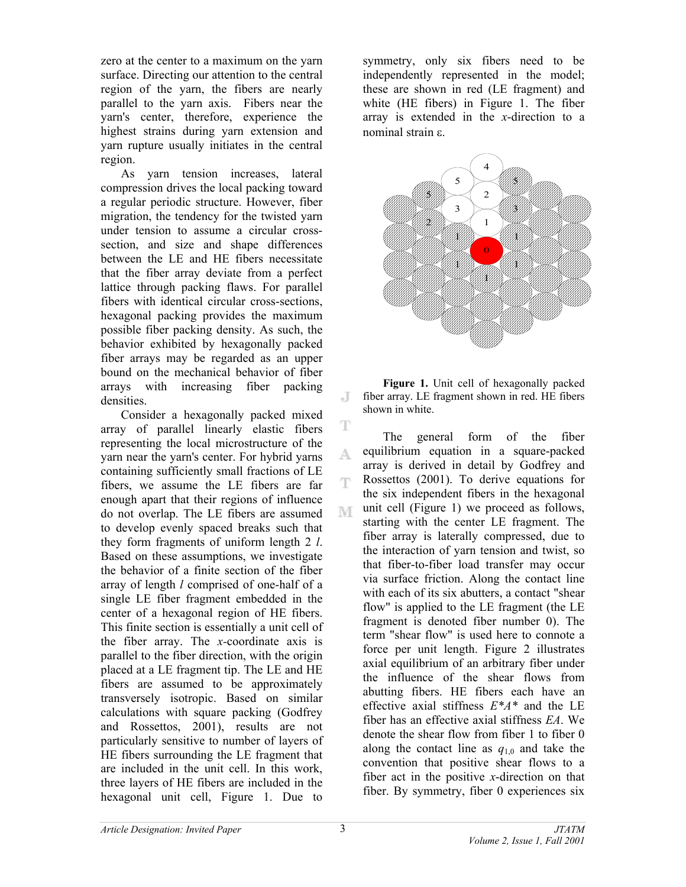zero at the center to a maximum on the yarn surface. Directing our attention to the central region of the yarn, the fibers are nearly parallel to the yarn axis. Fibers near the yarn's center, therefore, experience the highest strains during yarn extension and yarn rupture usually initiates in the central region.

As yarn tension increases, lateral compression drives the local packing toward a regular periodic structure. However, fiber migration, the tendency for the twisted yarn under tension to assume a circular cross-section, and size and shape differences between the LE and HE fibers necessitate that the fiber array deviate from a perfect lattice through packing flaws. For parallel fibers with identical circular cross-sections, hexagonal packing provides the maximum possible fiber packing density. As such, the behavior exhibited by hexagonally packed fiber arrays may be regarded as an upper bound on the mechanical behavior of fiber arrays with increasing fiber packing densities.

Consider a hexagonally packed mixed array of parallel linearly elastic fibers representing the local microstructure of the yarn near the yarn's center. For hybrid yarns containing sufficiently small fractions of LE fibers, we assume the LE fibers are far enough apart that their regions of influence do not overlap. The LE fibers are assumed to develop evenly spaced breaks such that they form fragments of uniform length 2 *l*. Based on these assumptions, we investigate the behavior of a finite section of the fiber array of length *l* comprised of one-half of a single LE fiber fragment embedded in the center of a hexagonal region of HE fibers. This finite section is essentially a unit cell of the fiber array. The *x*-coordinate axis is parallel to the fiber direction, with the origin placed at a LE fragment tip. The LE and HE fibers are assumed to be approximately transversely isotropic. Based on similar calculations with square packing (Godfrey and Rossettos, 2001), results are not particularly sensitive to number of layers of HE fibers surrounding the LE fragment that are included in the unit cell. In this work, three layers of HE fibers are included in the hexagonal unit cell, Figure 1. Due to symmetry, only six fibers need to be independently represented in the model; these are shown in red (LE fragment) and white (HE fibers) in Figure 1. The fiber array is extended in the *x*-direction to a nominal strain ε.

**Figure 1.** Unit cell of hexagonally packed fiber array. LE fragment shown in red. HE fibers shown in white.

The general form of the fiber equilibrium equation in a square-packed array is derived in detail by Godfrey and Rossettos (2001). To derive equations for the six independent fibers in the hexagonal unit cell (Figure 1) we proceed as follows, starting with the center LE fragment. The fiber array is laterally compressed, due to the interaction of yarn tension and twist, so that fiber-to-fiber load transfer may occur via surface friction. Along the contact line with each of its six abutters, a contact "shear flow" is applied to the LE fragment (the LE fragment is denoted fiber number 0). The term "shear flow" is used here to connote a force per unit length. Figure 2 illustrates axial equilibrium of an arbitrary fiber under the influence of the shear flows from abutting fibers. HE fibers each have an effective axial stiffness $E^*A^*$ and the LE fiber has an effective axial stiffness $EA$. We denote the shear flow from fiber 1 to fiber 0 along the contact line as $q_{1,0}$ and take the convention that positive shear flows to a fiber act in the positive *x*-direction on that fiber. By symmetry, fiber 0 experiences six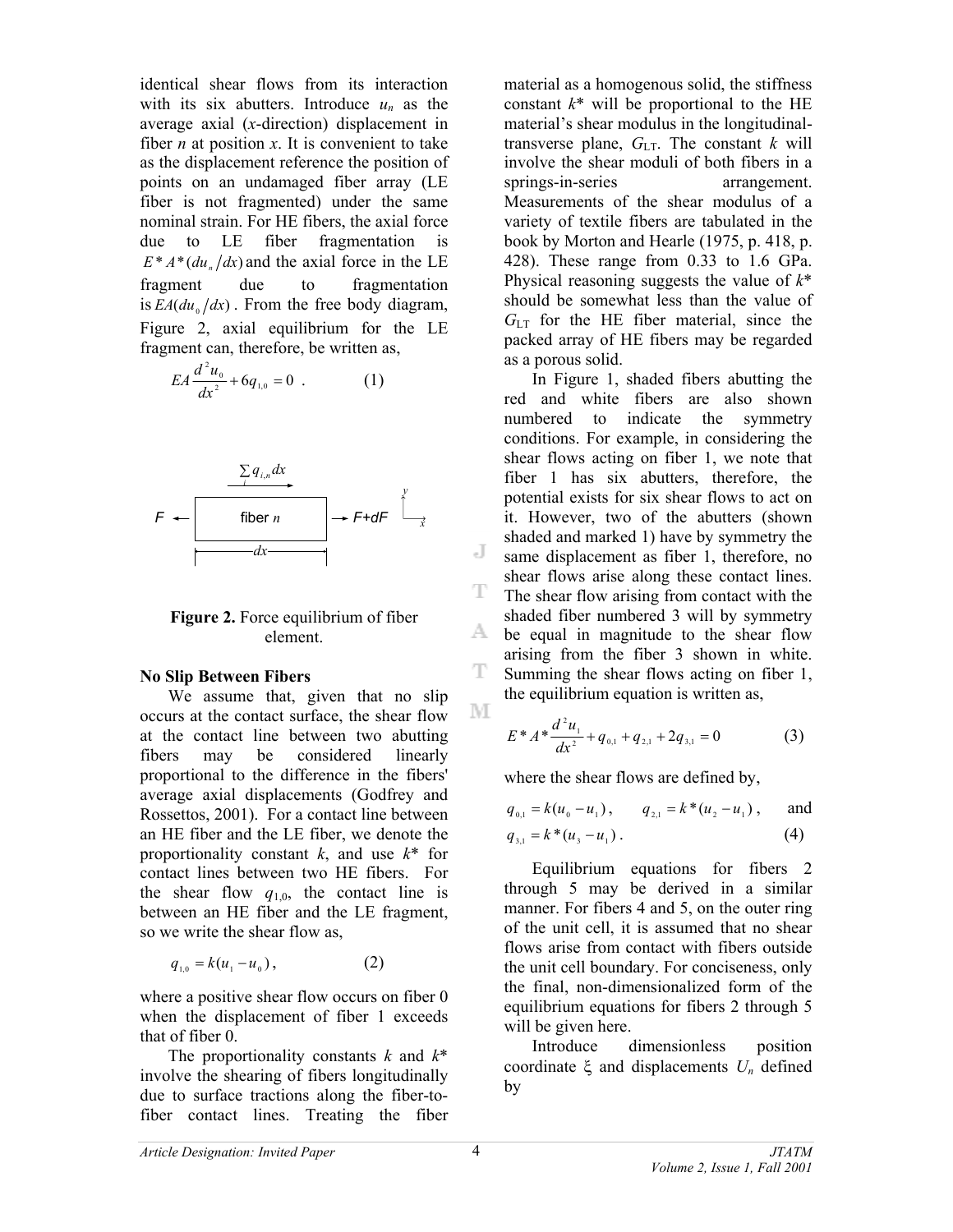identical shear flows from its interaction with its six abutters. Introduce $u_n$ as the average axial ($x$-direction) displacement in fiber $n$ at position $x$. It is convenient to take as the displacement reference the position of points on an undamaged fiber array (LE fiber is not fragmented) under the same nominal strain. For HE fibers, the axial force due to LE fiber fragmentation is $E^*A^*(du_n/dx)$ and the axial force in the LE fragment due to fragmentation is $EA(du_0/dx)$. From the free body diagram, Figure 2, axial equilibrium for the LE fragment can, therefore, be written as,

$$EA\frac{d^2u_0}{dx^2} + 6q_{1,0} = 0 \ . \qquad (1)$$

**Figure 2.** Force equilibrium of fiber element.

### No Slip Between Fibers

We assume that, given that no slip occurs at the contact surface, the shear flow at the contact line between two abutting fibers may be considered linearly proportional to the difference in the fibers' average axial displacements (Godfrey and Rossettos, 2001). For a contact line between an HE fiber and the LE fiber, we denote the proportionality constant $k$, and use $k^*$ for contact lines between two HE fibers. For the shear flow $q_{1,0}$, the contact line is between an HE fiber and the LE fragment, so we write the shear flow as,

$$q_{1,0} = k(u_1 - u_0), \qquad (2)$$

where a positive shear flow occurs on fiber 0 when the displacement of fiber 1 exceeds that of fiber 0.

The proportionality constants $k$ and $k^*$ involve the shearing of fibers longitudinally due to surface tractions along the fiber-to-fiber contact lines. Treating the fiber material as a homogenous solid, the stiffness constant $k^*$ will be proportional to the HE material's shear modulus in the longitudinal-transverse plane, $G_{LT}$. The constant $k$ will involve the shear moduli of both fibers in a springs-in-series arrangement. Measurements of the shear modulus of a variety of textile fibers are tabulated in the book by Morton and Hearle (1975, p. 418, p. 428). These range from 0.33 to 1.6 GPa. Physical reasoning suggests the value of $k^*$ should be somewhat less than the value of $G_{LT}$ for the HE fiber material, since the packed array of HE fibers may be regarded as a porous solid.

In Figure 1, shaded fibers abutting the red and white fibers are also shown numbered to indicate the symmetry conditions. For example, in considering the shear flows acting on fiber 1, we note that fiber 1 has six abutters, therefore, the potential exists for six shear flows to act on it. However, two of the abutters (shown shaded and marked 1) have by symmetry the same displacement as fiber 1, therefore, no shear flows arise along these contact lines. The shear flow arising from contact with the shaded fiber numbered 3 will by symmetry be equal in magnitude to the shear flow arising from the fiber 3 shown in white. Summing the shear flows acting on fiber 1, the equilibrium equation is written as,

$$E^*A^*\frac{d^2u_1}{dx^2} + q_{0,1} + q_{2,1} + 2q_{3,1} = 0 \qquad (3)$$

where the shear flows are defined by,

$$q_{0,1} = k(u_0 - u_1), \qquad q_{2,1} = k^*(u_2 - u_1), \qquad \text{and}$$
$$q_{3,1} = k^*(u_3 - u_1). \qquad (4)$$

Equilibrium equations for fibers 2 through 5 may be derived in a similar manner. For fibers 4 and 5, on the outer ring of the unit cell, it is assumed that no shear flows arise from contact with fibers outside the unit cell boundary. For conciseness, only the final, non-dimensionalized form of the equilibrium equations for fibers 2 through 5 will be given here.

Introduce dimensionless position coordinate $\xi$ and displacements $U_n$ defined by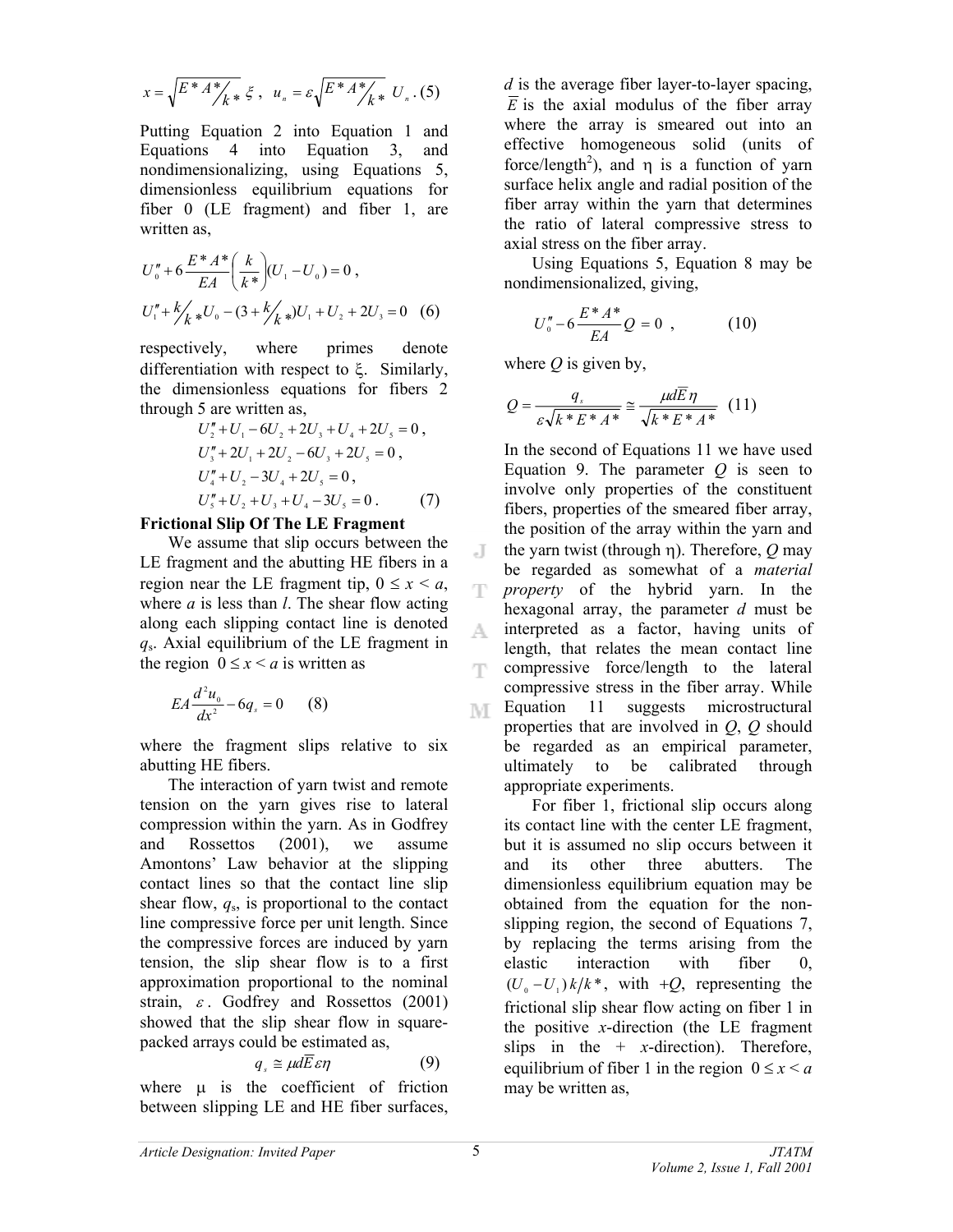$$x = \sqrt{E^*A^*/k^*}\;\xi\,,\quad u_n = \varepsilon\sqrt{E^*A^*/k^*}\;U_n\,. \quad (5)$$

Putting Equation 2 into Equation 1 and Equations 4 into Equation 3, and nondimensionalizing, using Equations 5, dimensionless equilibrium equations for fiber 0 (LE fragment) and fiber 1, are written as,

$$U_0'' + 6\frac{E^*A^*}{EA}\left(\frac{k}{k^*}\right)(U_1 - U_0) = 0\,,$$

$$U_1'' + k/k^*\,U_0 - (3 + k/k^*)U_1 + U_2 + 2U_3 = 0 \quad (6)$$

respectively, where primes denote differentiation with respect to $\xi$. Similarly, the dimensionless equations for fibers 2 through 5 are written as,

$$U_2'' + U_1 - 6U_2 + 2U_3 + U_4 + 2U_5 = 0\,,$$
$$U_3'' + 2U_1 + 2U_2 - 6U_3 + 2U_5 = 0\,,$$
$$U_4'' + U_2 - 3U_4 + 2U_5 = 0\,,$$
$$U_5'' + U_2 + U_3 + U_4 - 3U_5 = 0\,. \quad (7)$$

**Frictional Slip Of The LE Fragment**

We assume that slip occurs between the LE fragment and the abutting HE fibers in a region near the LE fragment tip, $0 \le x < a$, where $a$ is less than $l$. The shear flow acting along each slipping contact line is denoted $q_s$. Axial equilibrium of the LE fragment in the region $0 \le x < a$ is written as

$$EA\frac{d^2u_0}{dx^2} - 6q_s = 0 \quad (8)$$

where the fragment slips relative to six abutting HE fibers.

The interaction of yarn twist and remote tension on the yarn gives rise to lateral compression within the yarn. As in Godfrey and Rossettos (2001), we assume Amontons' Law behavior at the slipping contact lines so that the contact line slip shear flow, $q_s$, is proportional to the contact line compressive force per unit length. Since the compressive forces are induced by yarn tension, the slip shear flow is to a first approximation proportional to the nominal strain, $\varepsilon$. Godfrey and Rossettos (2001) showed that the slip shear flow in square-packed arrays could be estimated as,

$$q_s \cong \mu d\bar{E}\varepsilon\eta \quad (9)$$

where $\mu$ is the coefficient of friction between slipping LE and HE fiber surfaces, $d$ is the average fiber layer-to-layer spacing, $\bar{E}$ is the axial modulus of the fiber array where the array is smeared out into an effective homogeneous solid (units of force/length$^2$), and $\eta$ is a function of yarn surface helix angle and radial position of the fiber array within the yarn that determines the ratio of lateral compressive stress to axial stress on the fiber array.

Using Equations 5, Equation 8 may be nondimensionalized, giving,

$$U_0'' - 6\frac{E^*A^*}{EA}Q = 0\,, \quad (10)$$

where $Q$ is given by,

$$Q = \frac{q_s}{\varepsilon\sqrt{k^*E^*A^*}} \cong \frac{\mu d\bar{E}\eta}{\sqrt{k^*E^*A^*}} \quad (11)$$

In the second of Equations 11 we have used Equation 9. The parameter $Q$ is seen to involve only properties of the constituent fibers, properties of the smeared fiber array, the position of the array within the yarn and the yarn twist (through $\eta$). Therefore, $Q$ may be regarded as somewhat of a *material property* of the hybrid yarn. In the hexagonal array, the parameter $d$ must be interpreted as a factor, having units of length, that relates the mean contact line compressive force/length to the lateral compressive stress in the fiber array. While Equation 11 suggests microstructural properties that are involved in $Q$, $Q$ should be regarded as an empirical parameter, ultimately to be calibrated through appropriate experiments.

For fiber 1, frictional slip occurs along its contact line with the center LE fragment, but it is assumed no slip occurs between it and its other three abutters. The dimensionless equilibrium equation may be obtained from the equation for the non-slipping region, the second of Equations 7, by replacing the terms arising from the elastic interaction with fiber 0, $(U_0 - U_1)\,k/k^*$, with $+Q$, representing the frictional slip shear flow acting on fiber 1 in the positive $x$-direction (the LE fragment slips in the + $x$-direction). Therefore, equilibrium of fiber 1 in the region $0 \le x < a$ may be written as,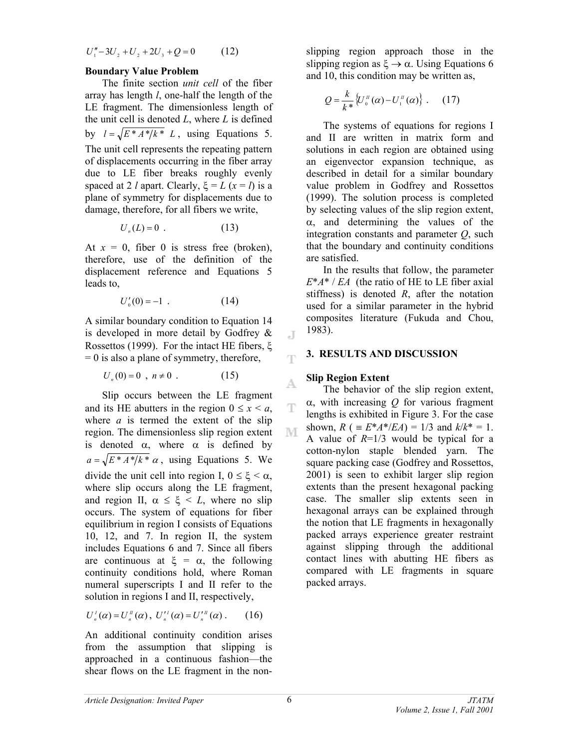$$U_1'' - 3U_2 + U_2 + 2U_3 + Q = 0 \qquad (12)$$

**Boundary Value Problem**

The finite section *unit cell* of the fiber array has length *l*, one-half the length of the LE fragment. The dimensionless length of the unit cell is denoted *L*, where *L* is defined by $l = \sqrt{E^* A^* / k^*}\ L$, using Equations 5. The unit cell represents the repeating pattern of displacements occurring in the fiber array due to LE fiber breaks roughly evenly spaced at 2 *l* apart. Clearly, $\xi = L$ ($x = l$) is a plane of symmetry for displacements due to damage, therefore, for all fibers we write,

$$U_n(L) = 0 \ . \qquad (13)$$

At $x = 0$, fiber 0 is stress free (broken), therefore, use of the definition of the displacement reference and Equations 5 leads to,

$$U_0'(0) = -1 \ . \qquad (14)$$

A similar boundary condition to Equation 14 is developed in more detail by Godfrey & Rossettos (1999). For the intact HE fibers, $\xi = 0$ is also a plane of symmetry, therefore,

$$U_n(0) = 0 \ , \ n \neq 0 \ . \qquad (15)$$

Slip occurs between the LE fragment and its HE abutters in the region $0 \leq x < a$, where *a* is termed the extent of the slip region. The dimensionless slip region extent is denoted $\alpha$, where $\alpha$ is defined by $a = \sqrt{E^* A^* / k^*}\ \alpha$, using Equations 5. We divide the unit cell into region I, $0 \leq \xi < \alpha$, where slip occurs along the LE fragment, and region II, $\alpha \leq \xi < L$, where no slip occurs. The system of equations for fiber equilibrium in region I consists of Equations 10, 12, and 7. In region II, the system includes Equations 6 and 7. Since all fibers are continuous at $\xi = \alpha$, the following continuity conditions hold, where Roman numeral superscripts I and II refer to the solution in regions I and II, respectively,

$$U_n^I(\alpha) = U_n^{II}(\alpha) \ , \ U_n'^I(\alpha) = U_n'^{II}(\alpha) \ . \qquad (16)$$

An additional continuity condition arises from the assumption that slipping is approached in a continuous fashion—the shear flows on the LE fragment in the non-slipping region approach those in the slipping region as $\xi \to \alpha$. Using Equations 6 and 10, this condition may be written as,

$$Q = \frac{k}{k^*}\left\{U_0^{II}(\alpha) - U_1^{II}(\alpha)\right\} \ . \qquad (17)$$

The systems of equations for regions I and II are written in matrix form and solutions in each region are obtained using an eigenvector expansion technique, as described in detail for a similar boundary value problem in Godfrey and Rossettos (1999). The solution process is completed by selecting values of the slip region extent, $\alpha$, and determining the values of the integration constants and parameter *Q*, such that the boundary and continuity conditions are satisfied.

In the results that follow, the parameter $E^*A^* / EA$ (the ratio of HE to LE fiber axial stiffness) is denoted *R*, after the notation used for a similar parameter in the hybrid composites literature (Fukuda and Chou, 1983).

## 3. RESULTS AND DISCUSSION

**Slip Region Extent**

The behavior of the slip region extent, $\alpha$, with increasing *Q* for various fragment lengths is exhibited in Figure 3. For the case shown, *R* ($\equiv E^*A^*/EA$) = 1/3 and $k/k^* = 1$. A value of $R$=1/3 would be typical for a cotton-nylon staple blended yarn. The square packing case (Godfrey and Rossettos, 2001) is seen to exhibit larger slip region extents than the present hexagonal packing case. The smaller slip extents seen in hexagonal arrays can be explained through the notion that LE fragments in hexagonally packed arrays experience greater restraint against slipping through the additional contact lines with abutting HE fibers as compared with LE fragments in square packed arrays.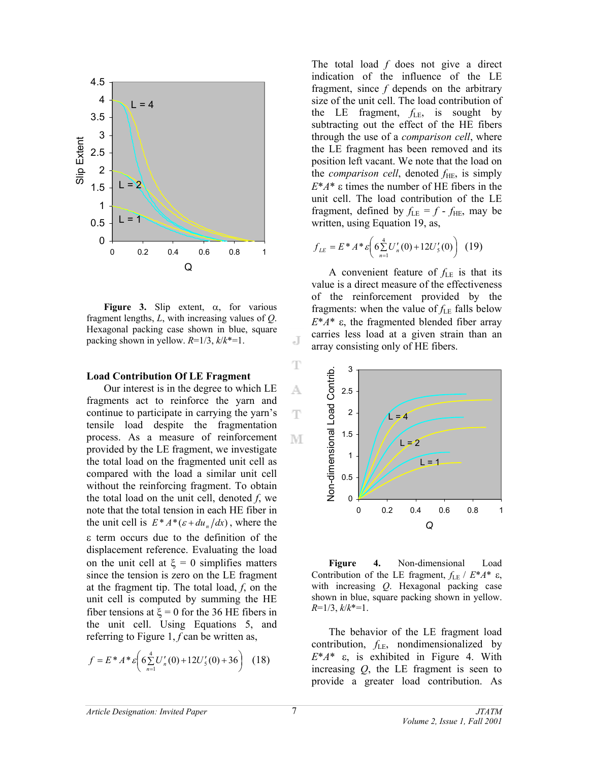Figure 3. Slip extent, α, for various fragment lengths, $L$, with increasing values of $Q$. Hexagonal packing case shown in blue, square packing shown in yellow. $R$=1/3, $k/k^*$=1.

### Load Contribution Of LE Fragment

Our interest is in the degree to which LE fragments act to reinforce the yarn and continue to participate in carrying the yarn's tensile load despite the fragmentation process. As a measure of reinforcement provided by the LE fragment, we investigate the total load on the fragmented unit cell as compared with the load a similar unit cell without the reinforcing fragment. To obtain the total load on the unit cell, denoted $f$, we note that the total tension in each HE fiber in the unit cell is $E^*A^*(\varepsilon + du_n/dx)$, where the ε term occurs due to the definition of the displacement reference. Evaluating the load on the unit cell at $\xi = 0$ simplifies matters since the tension is zero on the LE fragment at the fragment tip. The total load, $f$, on the unit cell is computed by summing the HE fiber tensions at $\xi = 0$ for the 36 HE fibers in the unit cell. Using Equations 5, and referring to Figure 1, $f$ can be written as,

$$f = E^*A^*\varepsilon\left(6\sum_{n=1}^{4}U_n'(0) + 12U_5'(0) + 36\right) \quad (18)$$

The total load $f$ does not give a direct indication of the influence of the LE fragment, since $f$ depends on the arbitrary size of the unit cell. The load contribution of the LE fragment, $f_{LE}$, is sought by subtracting out the effect of the HE fibers through the use of a *comparison cell*, where the LE fragment has been removed and its position left vacant. We note that the load on the *comparison cell*, denoted $f_{HE}$, is simply $E^*A^*$ ε times the number of HE fibers in the unit cell. The load contribution of the LE fragment, defined by $f_{LE} = f - f_{HE}$, may be written, using Equation 19, as,

$$f_{LE} = E^*A^*\varepsilon\left(6\sum_{n=1}^{4}U_n'(0) + 12U_5'(0)\right) \quad (19)$$

A convenient feature of $f_{LE}$ is that its value is a direct measure of the effectiveness of the reinforcement provided by the fragments: when the value of $f_{LE}$ falls below $E^*A^*$ ε, the fragmented blended fiber array carries less load at a given strain than an array consisting only of HE fibers.

Figure 4. Non-dimensional Load Contribution of the LE fragment, $f_{LE}$ / $E^*A^*$ ε, with increasing $Q$. Hexagonal packing case shown in blue, square packing shown in yellow. $R$=1/3, $k/k^*$=1.

The behavior of the LE fragment load contribution, $f_{LE}$, nondimensionalized by $E^*A^*$ ε, is exhibited in Figure 4. With increasing $Q$, the LE fragment is seen to provide a greater load contribution. As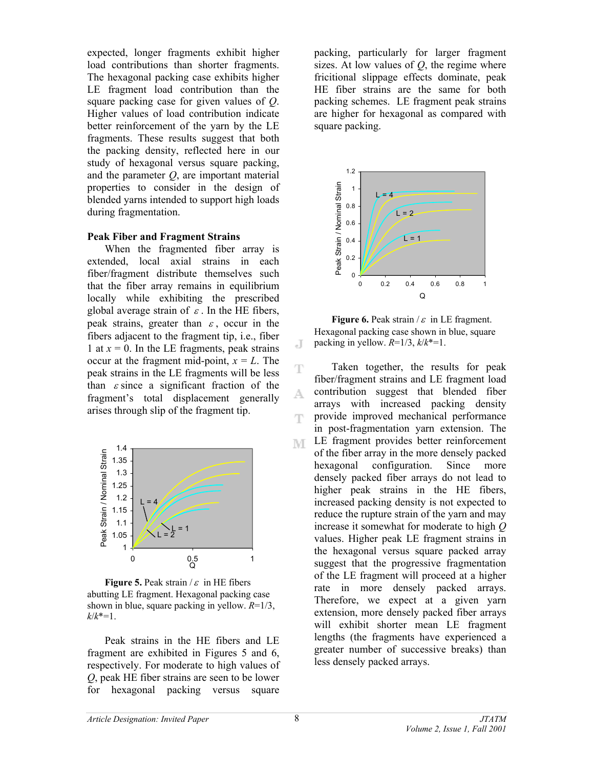expected, longer fragments exhibit higher load contributions than shorter fragments. The hexagonal packing case exhibits higher LE fragment load contribution than the square packing case for given values of $Q$. Higher values of load contribution indicate better reinforcement of the yarn by the LE fragments. These results suggest that both the packing density, reflected here in our study of hexagonal versus square packing, and the parameter $Q$, are important material properties to consider in the design of blended yarns intended to support high loads during fragmentation.

### Peak Fiber and Fragment Strains

When the fragmented fiber array is extended, local axial strains in each fiber/fragment distribute themselves such that the fiber array remains in equilibrium locally while exhibiting the prescribed global average strain of $\varepsilon$. In the HE fibers, peak strains, greater than $\varepsilon$, occur in the fibers adjacent to the fragment tip, i.e., fiber 1 at $x = 0$. In the LE fragments, peak strains occur at the fragment mid-point, $x = L$. The peak strains in the LE fragments will be less than $\varepsilon$ since a significant fraction of the fragment's total displacement generally arises through slip of the fragment tip.

**Figure 5.** Peak strain / $\varepsilon$ in HE fibers abutting LE fragment. Hexagonal packing case shown in blue, square packing in yellow. $R$=1/3, $k/k^*$=1.

Peak strains in the HE fibers and LE fragment are exhibited in Figures 5 and 6, respectively. For moderate to high values of $Q$, peak HE fiber strains are seen to be lower for hexagonal packing versus square packing, particularly for larger fragment sizes. At low values of $Q$, the regime where fricitional slippage effects dominate, peak HE fiber strains are the same for both packing schemes. LE fragment peak strains are higher for hexagonal as compared with square packing.

**Figure 6.** Peak strain / $\varepsilon$ in LE fragment. Hexagonal packing case shown in blue, square packing in yellow. $R$=1/3, $k/k^*$=1.

Taken together, the results for peak fiber/fragment strains and LE fragment load contribution suggest that blended fiber arrays with increased packing density provide improved mechanical performance in post-fragmentation yarn extension. The LE fragment provides better reinforcement of the fiber array in the more densely packed hexagonal configuration. Since more densely packed fiber arrays do not lead to higher peak strains in the HE fibers, increased packing density is not expected to reduce the rupture strain of the yarn and may increase it somewhat for moderate to high $Q$ values. Higher peak LE fragment strains in the hexagonal versus square packed array suggest that the progressive fragmentation of the LE fragment will proceed at a higher rate in more densely packed arrays. Therefore, we expect at a given yarn extension, more densely packed fiber arrays will exhibit shorter mean LE fragment lengths (the fragments have experienced a greater number of successive breaks) than less densely packed arrays.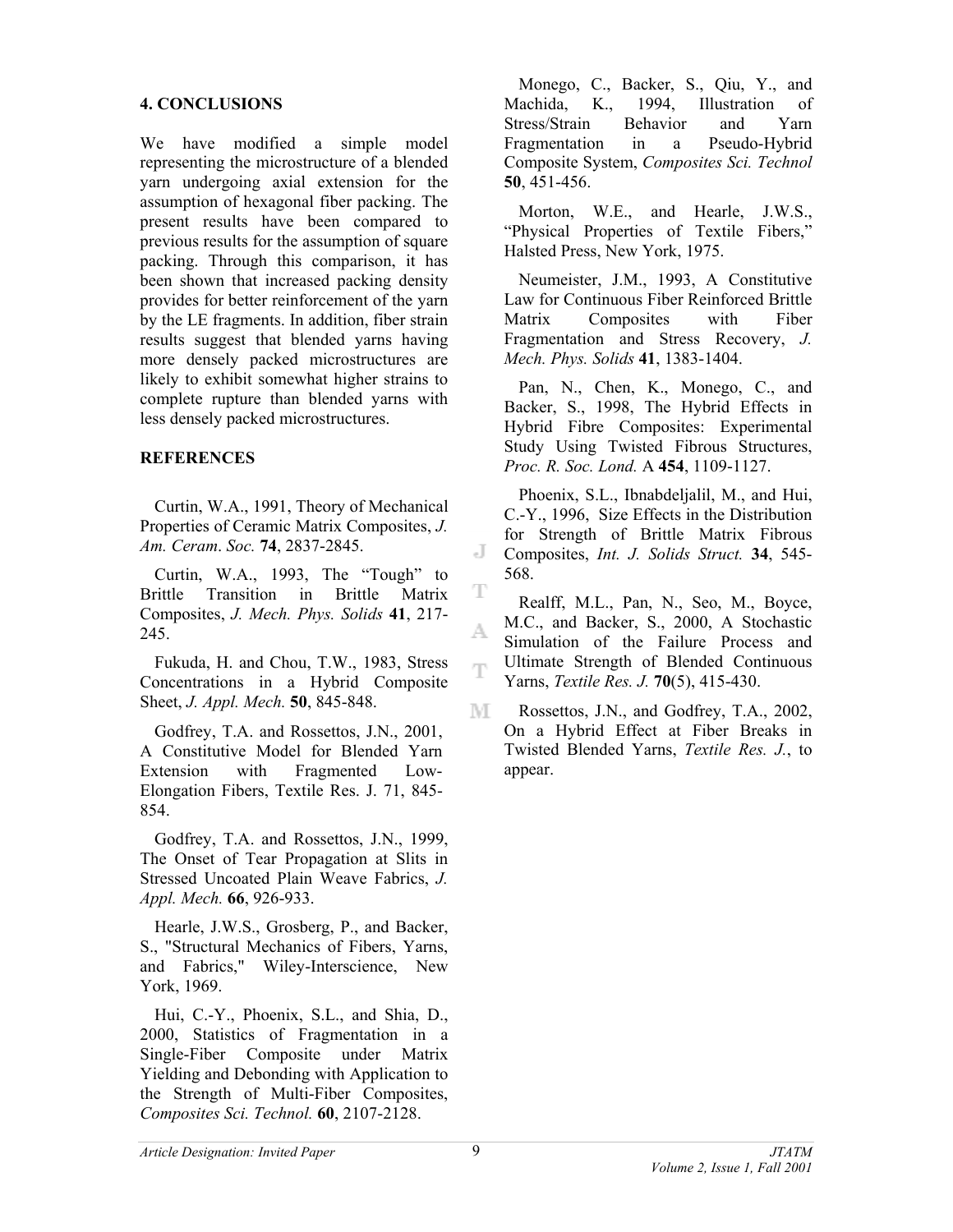## 4. CONCLUSIONS

We have modified a simple model representing the microstructure of a blended yarn undergoing axial extension for the assumption of hexagonal fiber packing. The present results have been compared to previous results for the assumption of square packing. Through this comparison, it has been shown that increased packing density provides for better reinforcement of the yarn by the LE fragments. In addition, fiber strain results suggest that blended yarns having more densely packed microstructures are likely to exhibit somewhat higher strains to complete rupture than blended yarns with less densely packed microstructures.

## REFERENCES

Curtin, W.A., 1991, Theory of Mechanical Properties of Ceramic Matrix Composites, *J. Am. Ceram. Soc.* **74**, 2837-2845.

Curtin, W.A., 1993, The "Tough" to Brittle Transition in Brittle Matrix Composites, *J. Mech. Phys. Solids* **41**, 217-245.

Fukuda, H. and Chou, T.W., 1983, Stress Concentrations in a Hybrid Composite Sheet, *J. Appl. Mech.* **50**, 845-848.

Godfrey, T.A. and Rossettos, J.N., 2001, A Constitutive Model for Blended Yarn Extension with Fragmented Low-Elongation Fibers, Textile Res. J. 71, 845-854.

Godfrey, T.A. and Rossettos, J.N., 1999, The Onset of Tear Propagation at Slits in Stressed Uncoated Plain Weave Fabrics, *J. Appl. Mech.* **66**, 926-933.

Hearle, J.W.S., Grosberg, P., and Backer, S., "Structural Mechanics of Fibers, Yarns, and Fabrics," Wiley-Interscience, New York, 1969.

Hui, C.-Y., Phoenix, S.L., and Shia, D., 2000, Statistics of Fragmentation in a Single-Fiber Composite under Matrix Yielding and Debonding with Application to the Strength of Multi-Fiber Composites, *Composites Sci. Technol.* **60**, 2107-2128.

Monego, C., Backer, S., Qiu, Y., and Machida, K., 1994, Illustration of Stress/Strain Behavior and Yarn Fragmentation in a Pseudo-Hybrid Composite System, *Composites Sci. Technol* **50**, 451-456.

Morton, W.E., and Hearle, J.W.S., "Physical Properties of Textile Fibers," Halsted Press, New York, 1975.

Neumeister, J.M., 1993, A Constitutive Law for Continuous Fiber Reinforced Brittle Matrix Composites with Fiber Fragmentation and Stress Recovery, *J. Mech. Phys. Solids* **41**, 1383-1404.

Pan, N., Chen, K., Monego, C., and Backer, S., 1998, The Hybrid Effects in Hybrid Fibre Composites: Experimental Study Using Twisted Fibrous Structures, *Proc. R. Soc. Lond.* A **454**, 1109-1127.

Phoenix, S.L., Ibnabdeljalil, M., and Hui, C.-Y., 1996, Size Effects in the Distribution for Strength of Brittle Matrix Fibrous Composites, *Int. J. Solids Struct.* **34**, 545-568.

Realff, M.L., Pan, N., Seo, M., Boyce, M.C., and Backer, S., 2000, A Stochastic Simulation of the Failure Process and Ultimate Strength of Blended Continuous Yarns, *Textile Res. J.* **70**(5), 415-430.

Rossettos, J.N., and Godfrey, T.A., 2002, On a Hybrid Effect at Fiber Breaks in Twisted Blended Yarns, *Textile Res. J.*, to appear.